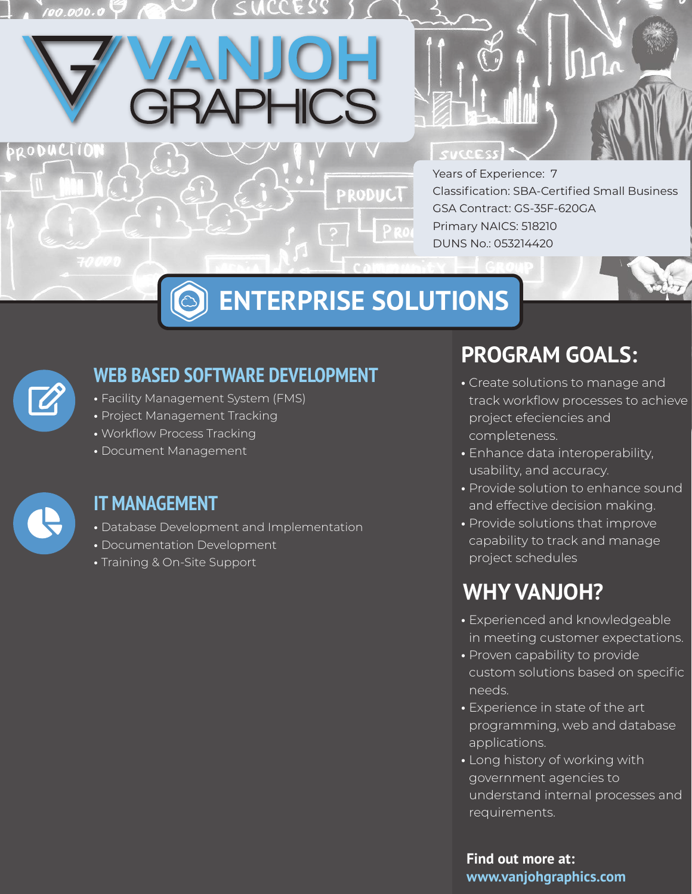# VANJOH GRAPHICS

Years of Experience: 7
Classification: SBA-Certified Small Business
GSA Contract: GS-35F-620GA
Primary NAICS: 518210
DUNS No.: 053214420

## ENTERPRISE SOLUTIONS

### WEB BASED SOFTWARE DEVELOPMENT

- Facility Management System (FMS)
- Project Management Tracking
- Workflow Process Tracking
- Document Management

### IT MANAGEMENT

- Database Development and Implementation
- Documentation Development
- Training & On-Site Support

## PROGRAM GOALS:

- Create solutions to manage and track workflow processes to achieve project efeciencies and completeness.
- Enhance data interoperability, usability, and accuracy.
- Provide solution to enhance sound and effective decision making.
- Provide solutions that improve capability to track and manage project schedules

## WHY VANJOH?

- Experienced and knowledgeable in meeting customer expectations.
- Proven capability to provide custom solutions based on specific needs.
- Experience in state of the art programming, web and database applications.
- Long history of working with government agencies to understand internal processes and requirements.

**Find out more at:**
**www.vanjohgraphics.com**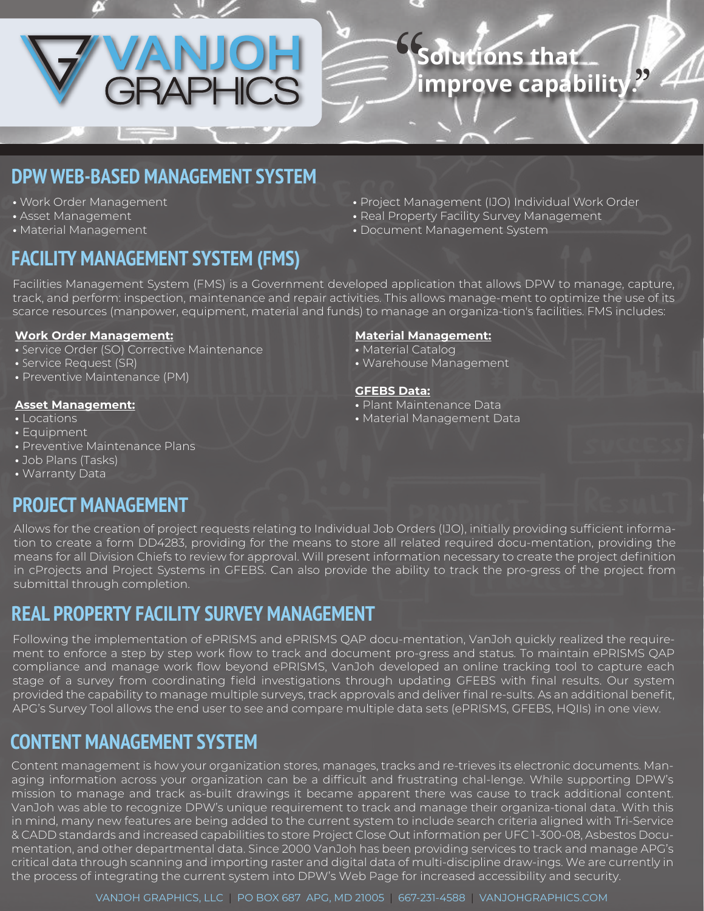VANJOH GRAPHICS

"Solutions that improve capability."

## DPW WEB-BASED MANAGEMENT SYSTEM

- Work Order Management
- Asset Management
- Material Management
- Project Management (IJO) Individual Work Order
- Real Property Facility Survey Management
- Document Management System

## FACILITY MANAGEMENT SYSTEM (FMS)

Facilities Management System (FMS) is a Government developed application that allows DPW to manage, capture, track, and perform: inspection, maintenance and repair activities. This allows manage-ment to optimize the use of its scarce resources (manpower, equipment, material and funds) to manage an organiza-tion's facilities. FMS includes:

**Work Order Management:**
- Service Order (SO) Corrective Maintenance
- Service Request (SR)
- Preventive Maintenance (PM)

**Asset Management:**
- Locations
- Equipment
- Preventive Maintenance Plans
- Job Plans (Tasks)
- Warranty Data

**Material Management:**
- Material Catalog
- Warehouse Management

**GFEBS Data:**
- Plant Maintenance Data
- Material Management Data

## PROJECT MANAGEMENT

Allows for the creation of project requests relating to Individual Job Orders (IJO), initially providing sufficient informa-tion to create a form DD4283, providing for the means to store all related required docu-mentation, providing the means for all Division Chiefs to review for approval. Will present information necessary to create the project definition in cProjects and Project Systems in GFEBS. Can also provide the ability to track the pro-gress of the project from submittal through completion.

## REAL PROPERTY FACILITY SURVEY MANAGEMENT

Following the implementation of ePRISMS and ePRISMS QAP docu-mentation, VanJoh quickly realized the require-ment to enforce a step by step work flow to track and document pro-gress and status. To maintain ePRISMS QAP compliance and manage work flow beyond ePRISMS, VanJoh developed an online tracking tool to capture each stage of a survey from coordinating field investigations through updating GFEBS with final results. Our system provided the capability to manage multiple surveys, track approvals and deliver final re-sults. As an additional benefit, APG's Survey Tool allows the end user to see and compare multiple data sets (ePRISMS, GFEBS, HQIIs) in one view.

## CONTENT MANAGEMENT SYSTEM

Content management is how your organization stores, manages, tracks and re-trieves its electronic documents. Man-aging information across your organization can be a difficult and frustrating chal-lenge. While supporting DPW's mission to manage and track as-built drawings it became apparent there was cause to track additional content. VanJoh was able to recognize DPW's unique requirement to track and manage their organiza-tional data. With this in mind, many new features are being added to the current system to include search criteria aligned with Tri-Service & CADD standards and increased capabilities to store Project Close Out information per UFC 1-300-08, Asbestos Docu-mentation, and other departmental data. Since 2000 VanJoh has been providing services to track and manage APG's critical data through scanning and importing raster and digital data of multi-discipline draw-ings. We are currently in the process of integrating the current system into DPW's Web Page for increased accessibility and security.

VANJOH GRAPHICS, LLC | PO BOX 687 APG, MD 21005 | 667-231-4588 | VANJOHGRAPHICS.COM